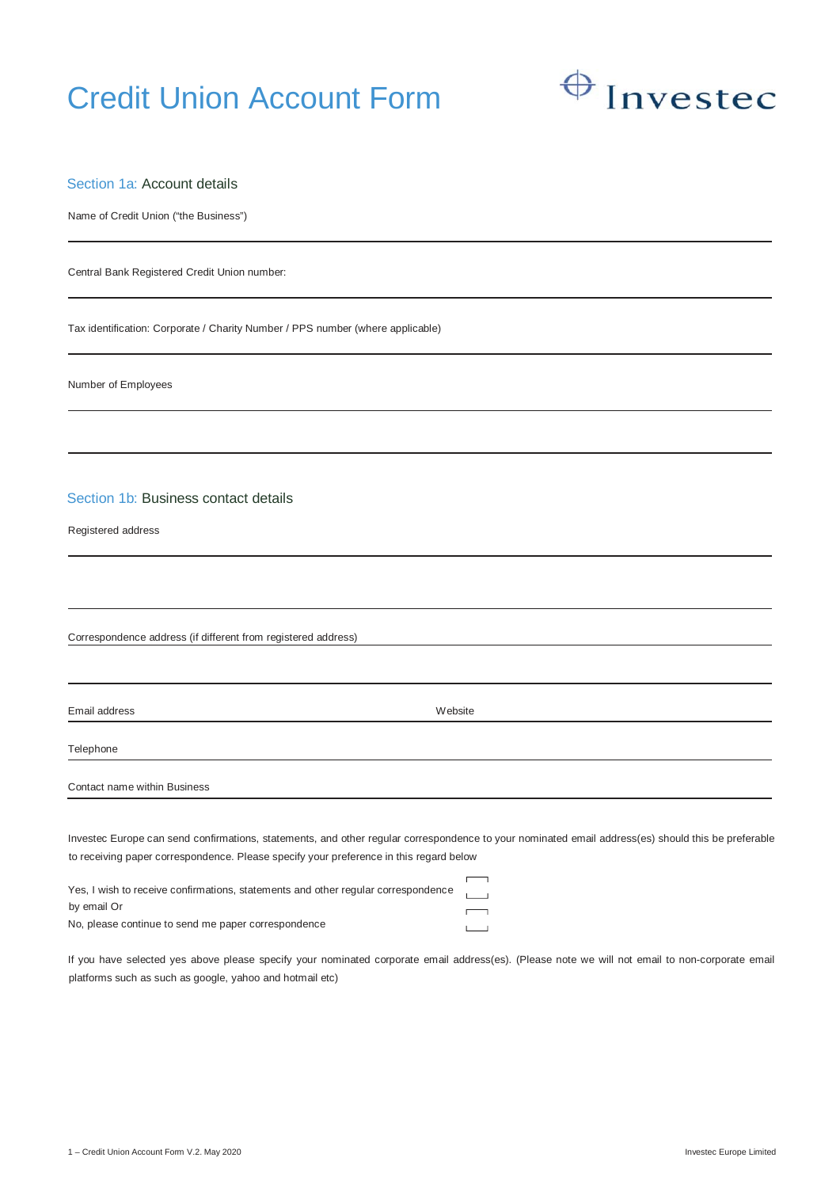# Credit Union Account Form

Investec

## Section 1a: Account details

Name of Credit Union ("the Business")

Central Bank Registered Credit Union number:

Tax identification: Corporate / Charity Number / PPS number (where applicable)

Number of Employees

## Section 1b: Business contact details

Registered address

Correspondence address (if different from registered address)

Email address

Website

Telephone

Contact name within Business

Investec Europe can send confirmations, statements, and other regular correspondence to your nominated email address(es) should this be preferable to receiving paper correspondence. Please specify your preference in this regard below

Yes, I wish to receive confirmations, statements and other regular correspondence by email Or ☐

No, please continue to send me paper correspondence ☐

If you have selected yes above please specify your nominated corporate email address(es). (Please note we will not email to non-corporate email platforms such as such as google, yahoo and hotmail etc)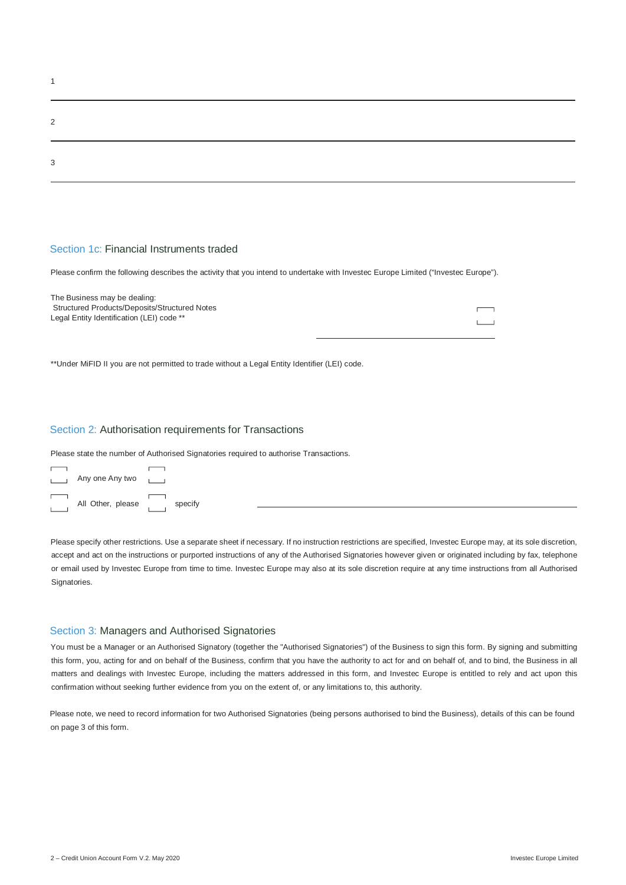1

---

2

---

3

---

## Section 1c: Financial Instruments traded

Please confirm the following describes the activity that you intend to undertake with Investec Europe Limited ("Investec Europe").

The Business may be dealing:
Structured Products/Deposits/Structured Notes ☐
Legal Entity Identification (LEI) code ** ______________________

**Under MiFID II you are not permitted to trade without a Legal Entity Identifier (LEI) code.

## Section 2: Authorisation requirements for Transactions

Please state the number of Authorised Signatories required to authorise Transactions.

☐ Any one ☐ Any two

☐ All ☐ Other, please specify ______________________

Please specify other restrictions. Use a separate sheet if necessary. If no instruction restrictions are specified, Investec Europe may, at its sole discretion, accept and act on the instructions or purported instructions of any of the Authorised Signatories however given or originated including by fax, telephone or email used by Investec Europe from time to time. Investec Europe may also at its sole discretion require at any time instructions from all Authorised Signatories.

## Section 3: Managers and Authorised Signatories

You must be a Manager or an Authorised Signatory (together the "Authorised Signatories") of the Business to sign this form. By signing and submitting this form, you, acting for and on behalf of the Business, confirm that you have the authority to act for and on behalf of, and to bind, the Business in all matters and dealings with Investec Europe, including the matters addressed in this form, and Investec Europe is entitled to rely and act upon this confirmation without seeking further evidence from you on the extent of, or any limitations to, this authority.

Please note, we need to record information for two Authorised Signatories (being persons authorised to bind the Business), details of this can be found on page 3 of this form.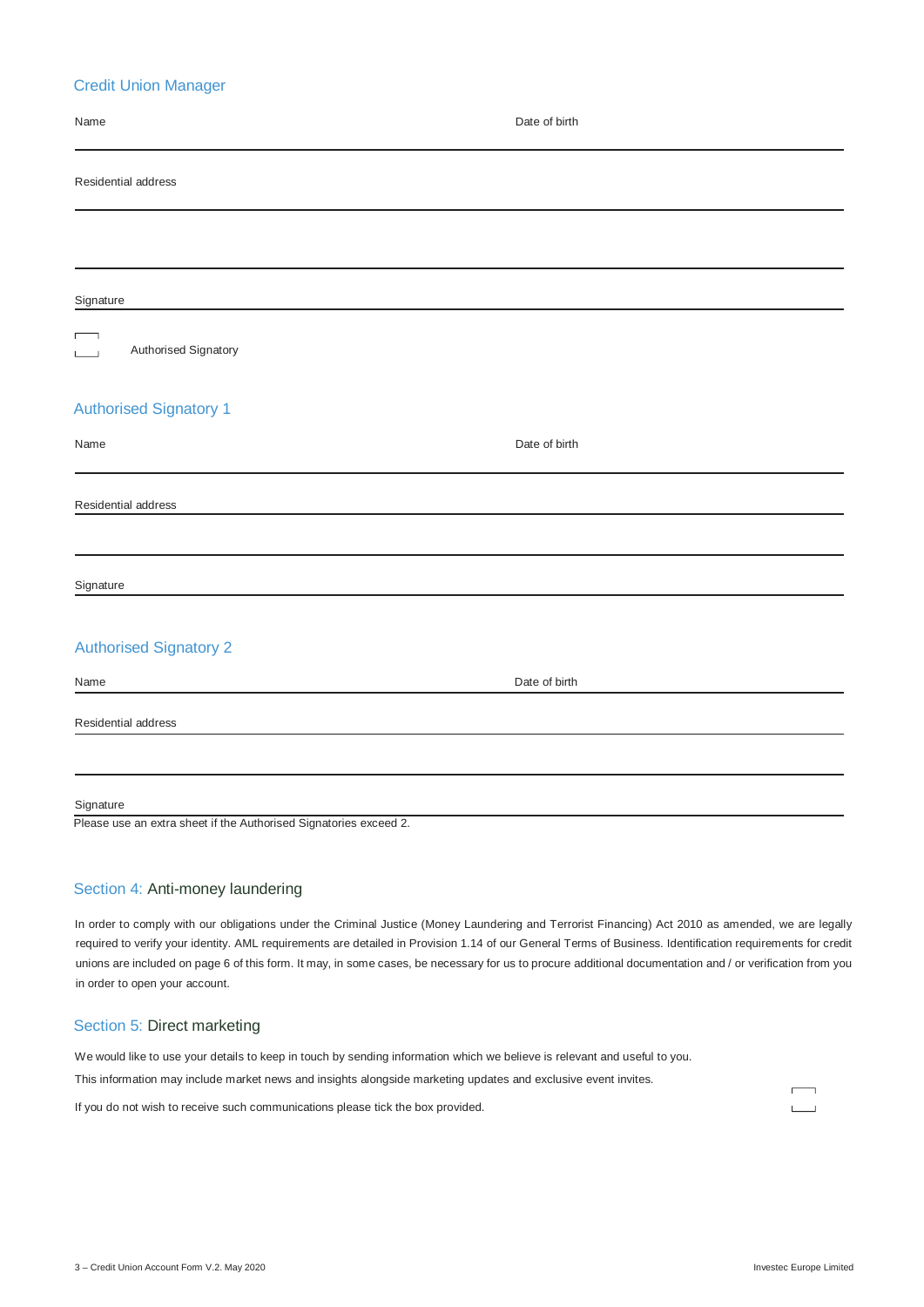## Credit Union Manager

Name

Date of birth

Residential address

Signature

☐ Authorised Signatory

## Authorised Signatory 1

Name

Date of birth

Residential address

Signature

## Authorised Signatory 2

Name

Date of birth

Residential address

Signature

Please use an extra sheet if the Authorised Signatories exceed 2.

## Section 4: Anti-money laundering

In order to comply with our obligations under the Criminal Justice (Money Laundering and Terrorist Financing) Act 2010 as amended, we are legally required to verify your identity. AML requirements are detailed in Provision 1.14 of our General Terms of Business. Identification requirements for credit unions are included on page 6 of this form. It may, in some cases, be necessary for us to procure additional documentation and / or verification from you in order to open your account.

## Section 5: Direct marketing

We would like to use your details to keep in touch by sending information which we believe is relevant and useful to you.

This information may include market news and insights alongside marketing updates and exclusive event invites.

If you do not wish to receive such communications please tick the box provided. ☐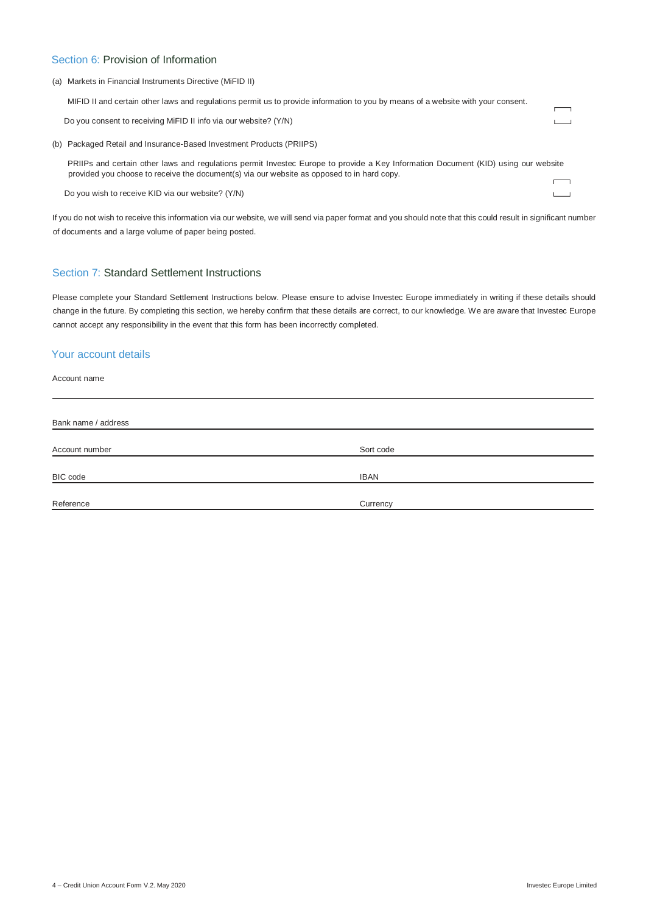## Section 6: Provision of Information

(a) Markets in Financial Instruments Directive (MiFID II)

MIFID II and certain other laws and regulations permit us to provide information to you by means of a website with your consent.

Do you consent to receiving MiFID II info via our website? (Y/N)

(b) Packaged Retail and Insurance-Based Investment Products (PRIIPS)

PRIIPs and certain other laws and regulations permit Investec Europe to provide a Key Information Document (KID) using our website provided you choose to receive the document(s) via our website as opposed to in hard copy.

Do you wish to receive KID via our website? (Y/N)

If you do not wish to receive this information via our website, we will send via paper format and you should note that this could result in significant number of documents and a large volume of paper being posted.

## Section 7: Standard Settlement Instructions

Please complete your Standard Settlement Instructions below. Please ensure to advise Investec Europe immediately in writing if these details should change in the future. By completing this section, we hereby confirm that these details are correct, to our knowledge. We are aware that Investec Europe cannot accept any responsibility in the event that this form has been incorrectly completed.

### Your account details

Account name

Bank name / address

| Account number | Sort code |
|---|---|
| BIC code | IBAN |
| Reference | Currency |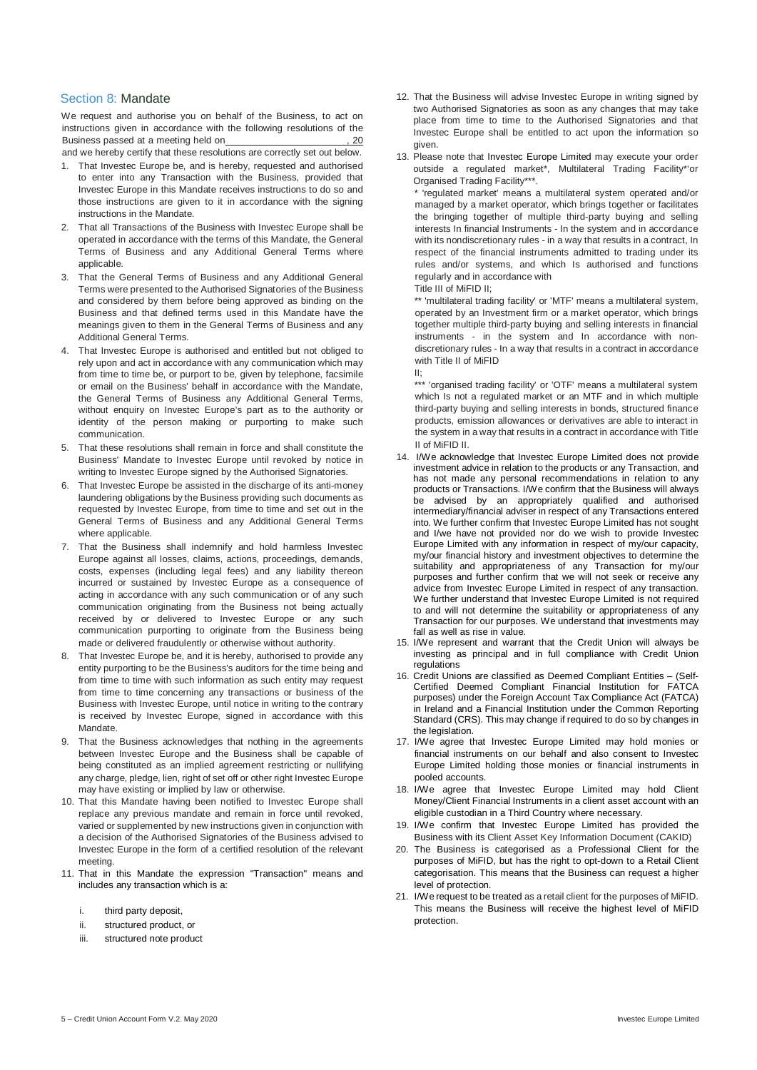## Section 8: Mandate

We request and authorise you on behalf of the Business, to act on instructions given in accordance with the following resolutions of the Business passed at a meeting held on\_\_\_\_\_\_\_\_\_\_\_\_\_\_\_\_\_\_\_\_\_\_\_, 20 and we hereby certify that these resolutions are correctly set out below.

1. That Investec Europe be, and is hereby, requested and authorised to enter into any Transaction with the Business, provided that Investec Europe in this Mandate receives instructions to do so and those instructions are given to it in accordance with the signing instructions in the Mandate.
2. That all Transactions of the Business with Investec Europe shall be operated in accordance with the terms of this Mandate, the General Terms of Business and any Additional General Terms where applicable.
3. That the General Terms of Business and any Additional General Terms were presented to the Authorised Signatories of the Business and considered by them before being approved as binding on the Business and that defined terms used in this Mandate have the meanings given to them in the General Terms of Business and any Additional General Terms.
4. That Investec Europe is authorised and entitled but not obliged to rely upon and act in accordance with any communication which may from time to time be, or purport to be, given by telephone, facsimile or email on the Business' behalf in accordance with the Mandate, the General Terms of Business any Additional General Terms, without enquiry on Investec Europe's part as to the authority or identity of the person making or purporting to make such communication.
5. That these resolutions shall remain in force and shall constitute the Business' Mandate to Investec Europe until revoked by notice in writing to Investec Europe signed by the Authorised Signatories.
6. That Investec Europe be assisted in the discharge of its anti-money laundering obligations by the Business providing such documents as requested by Investec Europe, from time to time and set out in the General Terms of Business and any Additional General Terms where applicable.
7. That the Business shall indemnify and hold harmless Investec Europe against all losses, claims, actions, proceedings, demands, costs, expenses (including legal fees) and any liability thereon incurred or sustained by Investec Europe as a consequence of acting in accordance with any such communication or of any such communication originating from the Business not being actually received by or delivered to Investec Europe or any such communication purporting to originate from the Business being made or delivered fraudulently or otherwise without authority.
8. That Investec Europe be, and it is hereby, authorised to provide any entity purporting to be the Business's auditors for the time being and from time to time with such information as such entity may request from time to time concerning any transactions or business of the Business with Investec Europe, until notice in writing to the contrary is received by Investec Europe, signed in accordance with this Mandate.
9. That the Business acknowledges that nothing in the agreements between Investec Europe and the Business shall be capable of being constituted as an implied agreement restricting or nullifying any charge, pledge, lien, right of set off or other right Investec Europe may have existing or implied by law or otherwise.
10. That this Mandate having been notified to Investec Europe shall replace any previous mandate and remain in force until revoked, varied or supplemented by new instructions given in conjunction with a decision of the Authorised Signatories of the Business advised to Investec Europe in the form of a certified resolution of the relevant meeting.
11. That in this Mandate the expression "Transaction" means and includes any transaction which is a:
    1. third party deposit,
    2. structured product, or
    3. structured note product
12. That the Business will advise Investec Europe in writing signed by two Authorised Signatories as soon as any changes that may take place from time to time to the Authorised Signatories and that Investec Europe shall be entitled to act upon the information so given.
13. Please note that Investec Europe Limited may execute your order outside a regulated market\*, Multilateral Trading Facility\*\*or Organised Trading Facility\*\*\*.

    \* 'regulated market' means a multilateral system operated and/or managed by a market operator, which brings together or facilitates the bringing together of multiple third-party buying and selling interests In financial Instruments - In the system and in accordance with its nondiscretionary rules - in a way that results in a contract, In respect of the financial instruments admitted to trading under its rules and/or systems, and which Is authorised and functions regularly and in accordance with Title III of MiFID II;

    \*\* 'multilateral trading facility' or 'MTF' means a multilateral system, operated by an Investment firm or a market operator, which brings together multiple third-party buying and selling interests in financial instruments - in the system and In accordance with non-discretionary rules - In a way that results in a contract in accordance with Title II of MiFID II;

    \*\*\* 'organised trading facility' or 'OTF' means a multilateral system which Is not a regulated market or an MTF and in which multiple third-party buying and selling interests in bonds, structured finance products, emission allowances or derivatives are able to interact in the system in a way that results in a contract in accordance with Title II of MiFID II.
14. I/We acknowledge that Investec Europe Limited does not provide investment advice in relation to the products or any Transaction, and has not made any personal recommendations in relation to any products or Transactions. I/We confirm that the Business will always be advised by an appropriately qualified and authorised intermediary/financial adviser in respect of any Transactions entered into. We further confirm that Investec Europe Limited has not sought and I/we have not provided nor do we wish to provide Investec Europe Limited with any information in respect of my/our capacity, my/our financial history and investment objectives to determine the suitability and appropriateness of any Transaction for my/our purposes and further confirm that we will not seek or receive any advice from Investec Europe Limited in respect of any transaction. We further understand that Investec Europe Limited is not required to and will not determine the suitability or appropriateness of any Transaction for our purposes. We understand that investments may fall as well as rise in value.
15. I/We represent and warrant that the Credit Union will always be investing as principal and in full compliance with Credit Union regulations
16. Credit Unions are classified as Deemed Compliant Entities – (Self-Certified Deemed Compliant Financial Institution for FATCA purposes) under the Foreign Account Tax Compliance Act (FATCA) in Ireland and a Financial Institution under the Common Reporting Standard (CRS). This may change if required to do so by changes in the legislation.
17. I/We agree that Investec Europe Limited may hold monies or financial instruments on our behalf and also consent to Investec Europe Limited holding those monies or financial instruments in pooled accounts.
18. I/We agree that Investec Europe Limited may hold Client Money/Client Financial Instruments in a client asset account with an eligible custodian in a Third Country where necessary.
19. I/We confirm that Investec Europe Limited has provided the Business with its Client Asset Key Information Document (CAKID)
20. The Business is categorised as a Professional Client for the purposes of MiFID, but has the right to opt-down to a Retail Client categorisation. This means that the Business can request a higher level of protection.
21. I/We request to be treated as a retail client for the purposes of MiFID. This means the Business will receive the highest level of MiFID protection.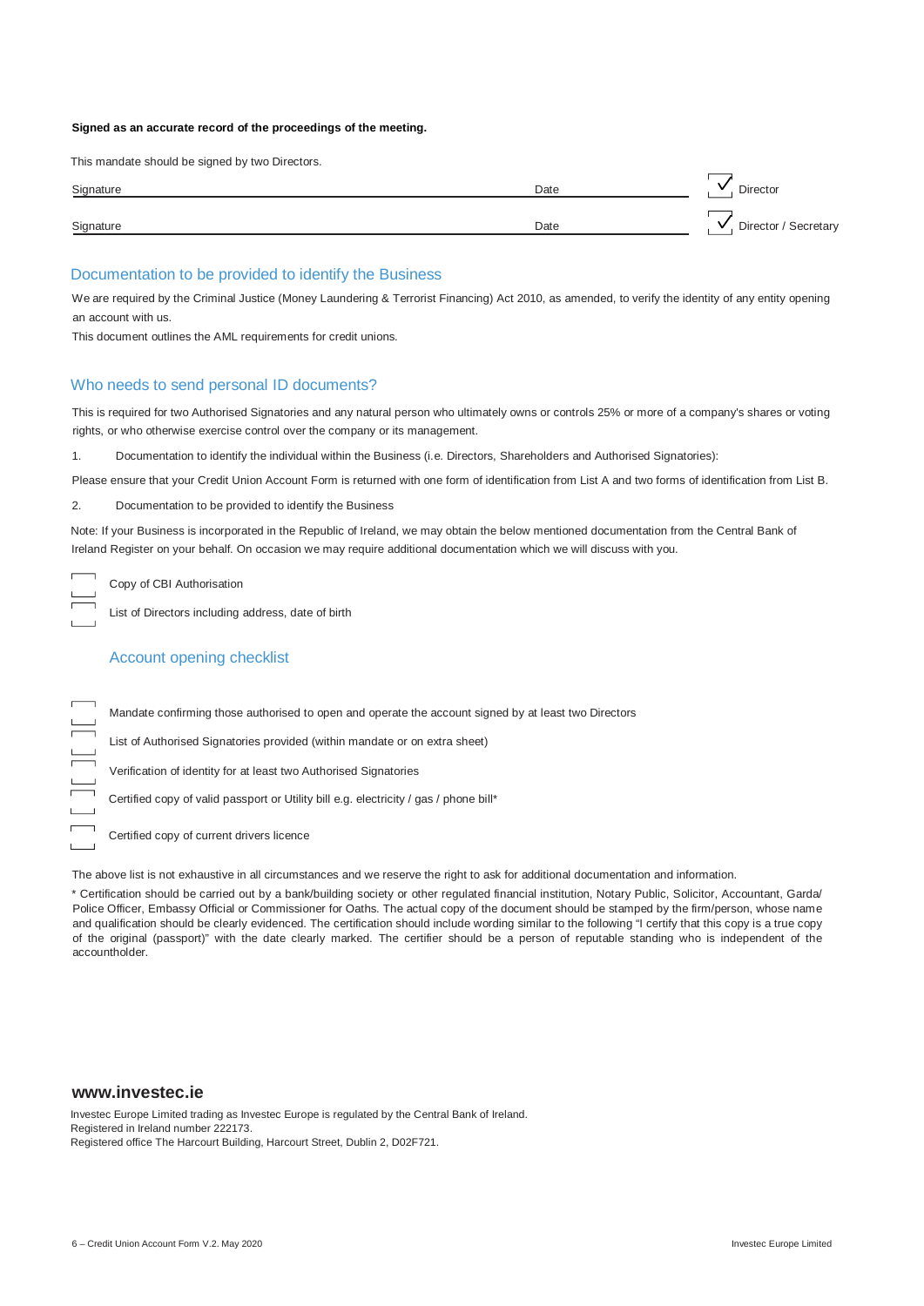**Signed as an accurate record of the proceedings of the meeting.**

This mandate should be signed by two Directors.

Signature ______________________ Date ______________ ☑ Director

Signature ______________________ Date ______________ ☑ Director / Secretary

## Documentation to be provided to identify the Business

We are required by the Criminal Justice (Money Laundering & Terrorist Financing) Act 2010, as amended, to verify the identity of any entity opening an account with us.

This document outlines the AML requirements for credit unions.

## Who needs to send personal ID documents?

This is required for two Authorised Signatories and any natural person who ultimately owns or controls 25% or more of a company's shares or voting rights, or who otherwise exercise control over the company or its management.

1. Documentation to identify the individual within the Business (i.e. Directors, Shareholders and Authorised Signatories):

Please ensure that your Credit Union Account Form is returned with one form of identification from List A and two forms of identification from List B.

2. Documentation to be provided to identify the Business

Note: If your Business is incorporated in the Republic of Ireland, we may obtain the below mentioned documentation from the Central Bank of Ireland Register on your behalf. On occasion we may require additional documentation which we will discuss with you.

- ☐ Copy of CBI Authorisation
- ☐ List of Directors including address, date of birth

### Account opening checklist

- ☐ Mandate confirming those authorised to open and operate the account signed by at least two Directors
- ☐ List of Authorised Signatories provided (within mandate or on extra sheet)
- ☐ Verification of identity for at least two Authorised Signatories
- ☐ Certified copy of valid passport or Utility bill e.g. electricity / gas / phone bill*
- ☐ Certified copy of current drivers licence

The above list is not exhaustive in all circumstances and we reserve the right to ask for additional documentation and information.

* Certification should be carried out by a bank/building society or other regulated financial institution, Notary Public, Solicitor, Accountant, Garda/ Police Officer, Embassy Official or Commissioner for Oaths. The actual copy of the document should be stamped by the firm/person, whose name and qualification should be clearly evidenced. The certification should include wording similar to the following "I certify that this copy is a true copy of the original (passport)" with the date clearly marked. The certifier should be a person of reputable standing who is independent of the accountholder.

**www.investec.ie**

Investec Europe Limited trading as Investec Europe is regulated by the Central Bank of Ireland.
Registered in Ireland number 222173.
Registered office The Harcourt Building, Harcourt Street, Dublin 2, D02F721.